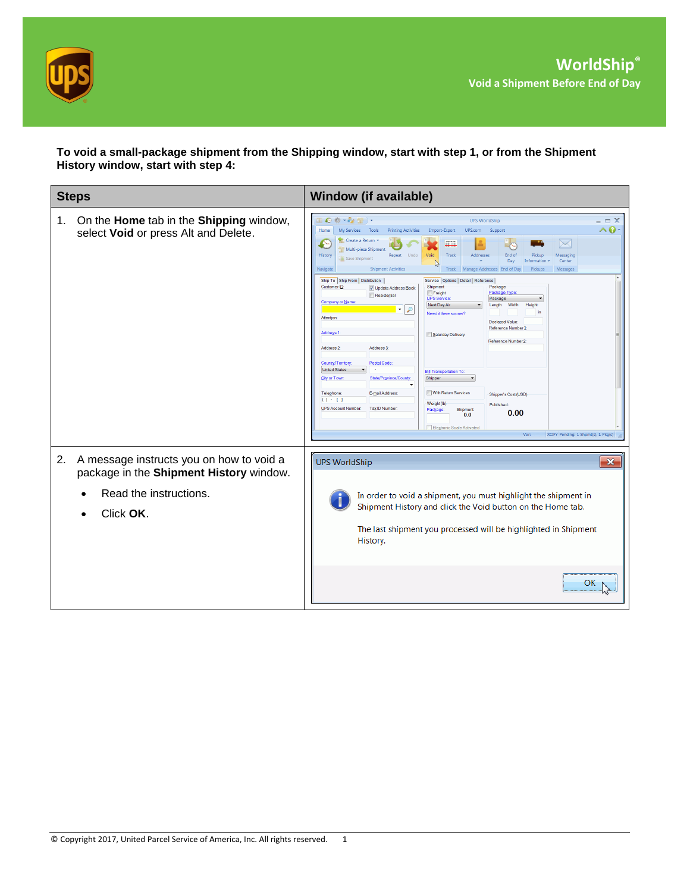# WorldShip®

## Void a Shipment Before End of Day

**To void a small-package shipment from the Shipping window, start with step 1, or from the Shipment History window, start with step 4:**

| Steps | Window (if available) |
|---|---|
| 1. On the **Home** tab in the **Shipping** window, select **Void** or press Alt and Delete. | |
| 2. A message instructs you on how to void a package in the **Shipment History** window. <br>• Read the instructions. <br>• Click **OK**. | UPS WorldShip <br><br> In order to void a shipment, you must highlight the shipment in Shipment History and click the Void button on the Home tab. <br><br> The last shipment you processed will be highlighted in Shipment History. <br><br> OK |

© Copyright 2017, United Parcel Service of America, Inc. All rights reserved.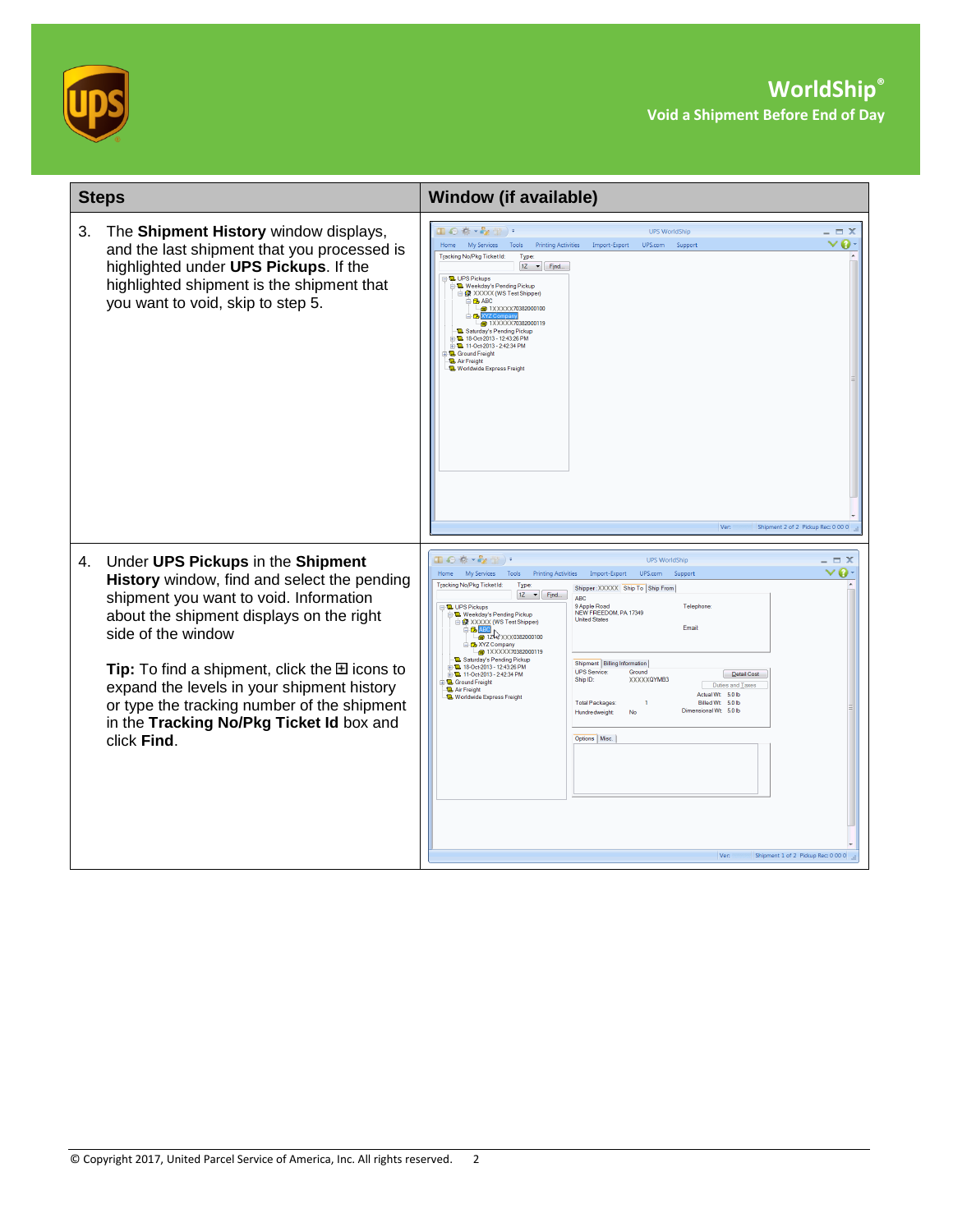# WorldShip®

## Void a Shipment Before End of Day

| Steps | Window (if available) |
| --- | --- |
| 3. The **Shipment History** window displays, and the last shipment that you processed is highlighted under **UPS Pickups**. If the highlighted shipment is the shipment that you want to void, skip to step 5. | |
| 4. Under **UPS Pickups** in the **Shipment History** window, find and select the pending shipment you want to void. Information about the shipment displays on the right side of the window<br><br>**Tip:** To find a shipment, click the ⊞ icons to expand the levels in your shipment history or type the tracking number of the shipment in the **Tracking No/Pkg Ticket Id** box and click **Find**. | |

© Copyright 2017, United Parcel Service of America, Inc. All rights reserved.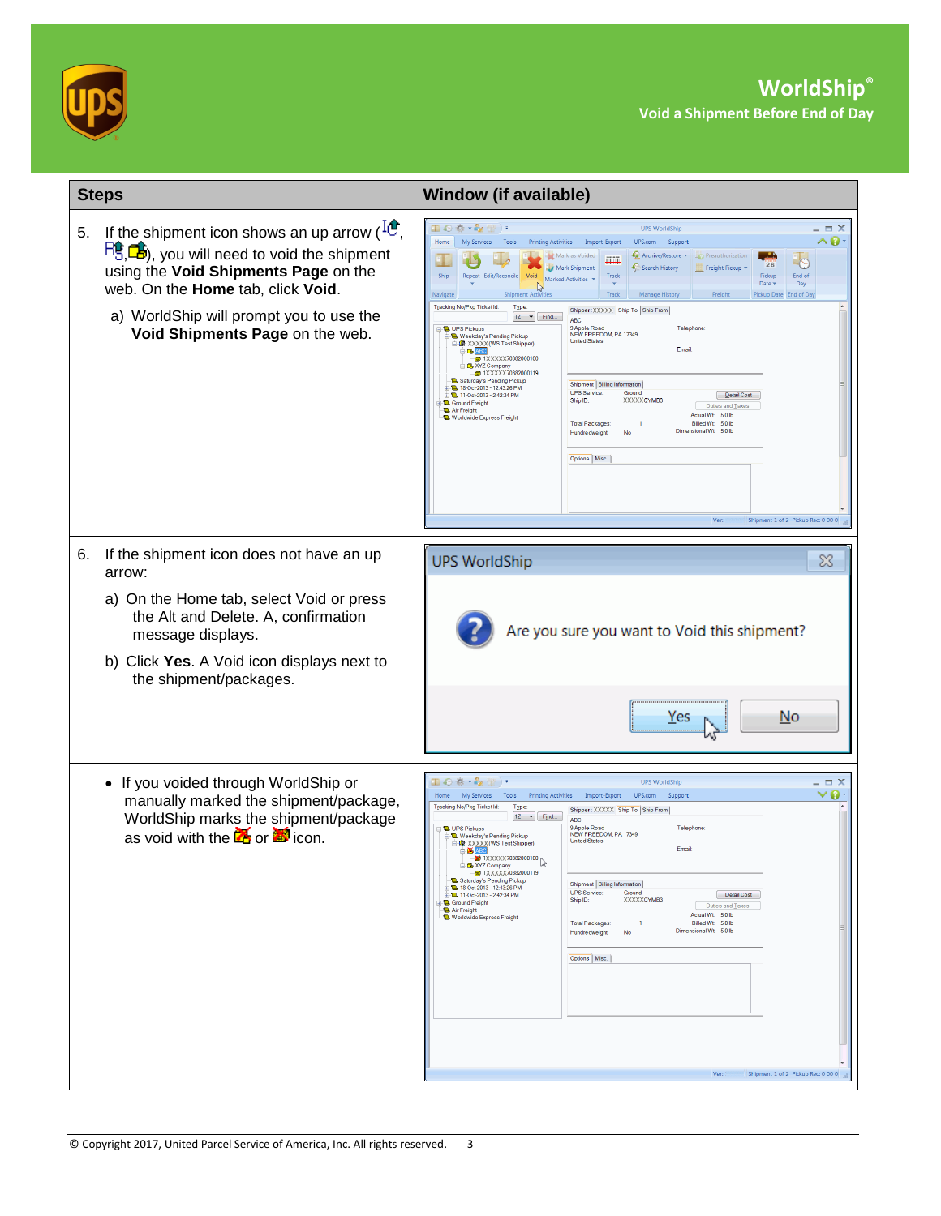| Steps | Window (if available) |
|---|---|
| 5. If the shipment icon shows an up arrow ( , , ), you will need to void the shipment using the **Void Shipments Page** on the web. On the **Home** tab, click **Void**.<br>a) WorldShip will prompt you to use the **Void Shipments Page** on the web. | |
| 6. If the shipment icon does not have an up arrow:<br>a) On the Home tab, select Void or press the Alt and Delete. A, confirmation message displays.<br>b) Click **Yes**. A Void icon displays next to the shipment/packages. | UPS WorldShip<br>Are you sure you want to Void this shipment?<br>Yes No |
| • If you voided through WorldShip or manually marked the shipment/package, WorldShip marks the shipment/package as void with the  or  icon. | |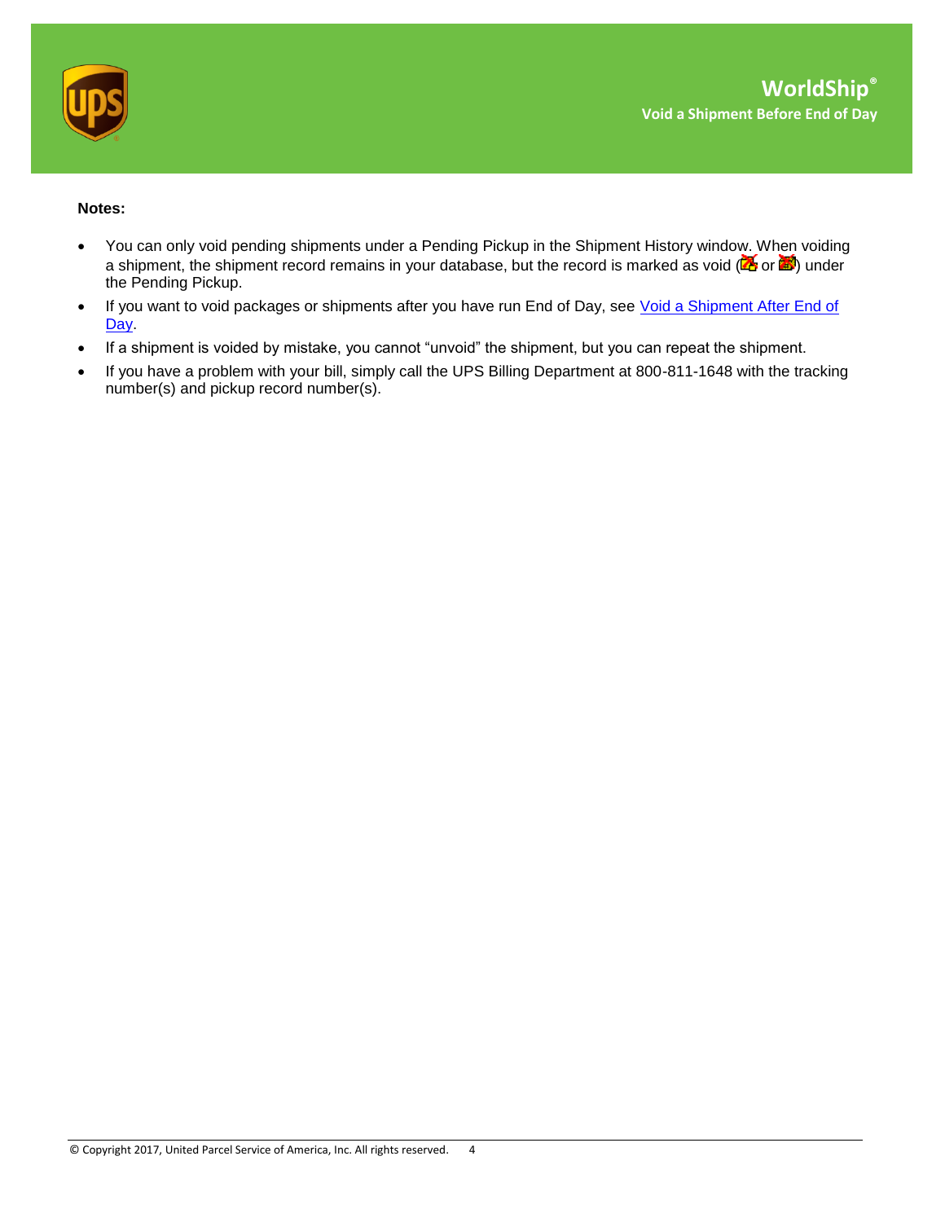**Notes:**

- You can only void pending shipments under a Pending Pickup in the Shipment History window. When voiding a shipment, the shipment record remains in your database, but the record is marked as void ( or ) under the Pending Pickup.
- If you want to void packages or shipments after you have run End of Day, see Void a Shipment After End of Day.
- If a shipment is voided by mistake, you cannot "unvoid" the shipment, but you can repeat the shipment.
- If you have a problem with your bill, simply call the UPS Billing Department at 800-811-1648 with the tracking number(s) and pickup record number(s).